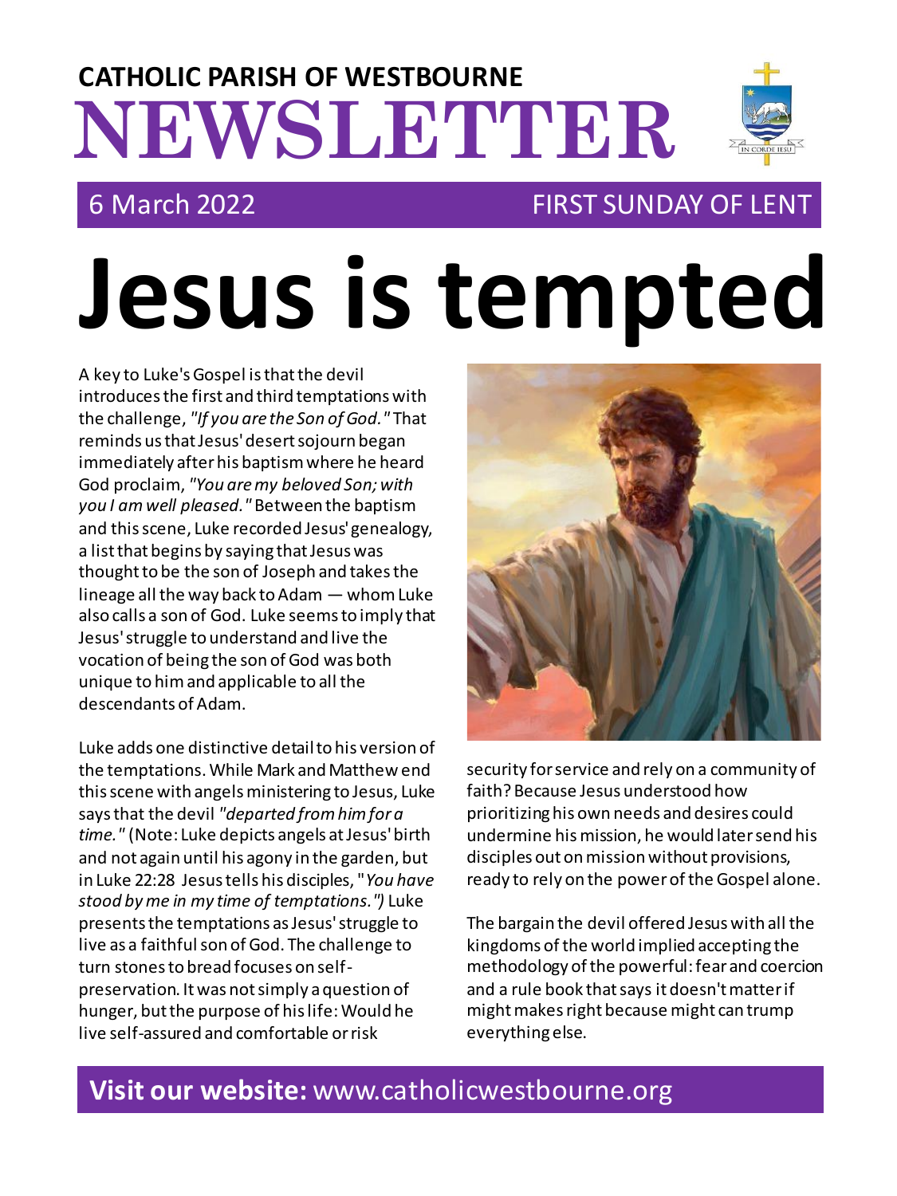# CATHOLIC PARISH OF WESTBOURNE NEWSLETTER

6 March 2022 — FIRST SUNDAY OF LENT

# Jesus is tempted

A key to Luke's Gospel is that the devil introduces the first and third temptations with the challenge, *"If you are the Son of God."* That reminds us that Jesus' desert sojourn began immediately after his baptism where he heard God proclaim, *"You are my beloved Son; with you I am well pleased."* Between the baptism and this scene, Luke recorded Jesus' genealogy, a list that begins by saying that Jesus was thought to be the son of Joseph and takes the lineage all the way back to Adam — whom Luke also calls a son of God. Luke seems to imply that Jesus' struggle to understand and live the vocation of being the son of God was both unique to him and applicable to all the descendants of Adam.

Luke adds one distinctive detail to his version of the temptations. While Mark and Matthew end this scene with angels ministering to Jesus, Luke says that the devil *"departed from him for a time."* (Note: Luke depicts angels at Jesus' birth and not again until his agony in the garden, but in Luke 22:28 Jesus tells his disciples, "*You have stood by me in my time of temptations.")* Luke presents the temptations as Jesus' struggle to live as a faithful son of God. The challenge to turn stones to bread focuses on self-preservation. It was not simply a question of hunger, but the purpose of his life: Would he live self-assured and comfortable or risk security for service and rely on a community of faith? Because Jesus understood how prioritizing his own needs and desires could undermine his mission, he would later send his disciples out on mission without provisions, ready to rely on the power of the Gospel alone.

The bargain the devil offered Jesus with all the kingdoms of the world implied accepting the methodology of the powerful: fear and coercion and a rule book that says it doesn't matter if might makes right because might can trump everything else.

**Visit our website:** www.catholicwestbourne.org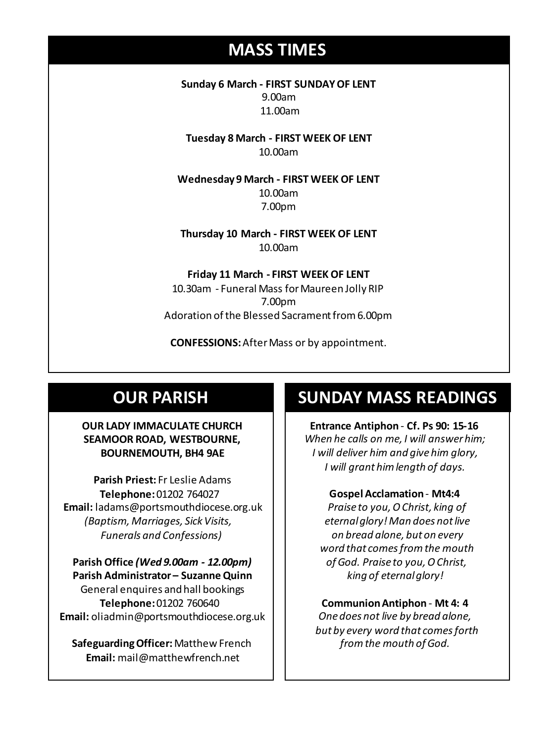## MASS TIMES

**Sunday 6 March - FIRST SUNDAY OF LENT**
9.00am
11.00am

**Tuesday 8 March - FIRST WEEK OF LENT**
10.00am

**Wednesday 9 March - FIRST WEEK OF LENT**
10.00am
7.00pm

**Thursday 10 March - FIRST WEEK OF LENT**
10.00am

**Friday 11 March - FIRST WEEK OF LENT**
10.30am - Funeral Mass for Maureen Jolly RIP
7.00pm
Adoration of the Blessed Sacrament from 6.00pm

**CONFESSIONS:** After Mass or by appointment.

## OUR PARISH

**OUR LADY IMMACULATE CHURCH**
**SEAMOOR ROAD, WESTBOURNE,**
**BOURNEMOUTH, BH4 9AE**

**Parish Priest:** Fr Leslie Adams
**Telephone:** 01202 764027
**Email:** ladams@portsmouthdiocese.org.uk
*(Baptism, Marriages, Sick Visits, Funerals and Confessions)*

**Parish Office *(Wed 9.00am - 12.00pm)***
**Parish Administrator – Suzanne Quinn**
General enquires and hall bookings
**Telephone:** 01202 760640
**Email:** oliadmin@portsmouthdiocese.org.uk

**Safeguarding Officer:** Matthew French
**Email:** mail@matthewfrench.net

## SUNDAY MASS READINGS

**Entrance Antiphon** - **Cf. Ps 90: 15-16**
*When he calls on me, I will answer him;*
*I will deliver him and give him glory,*
*I will grant him length of days.*

**Gospel Acclamation** - **Mt4:4**
*Praise to you, O Christ, king of eternal glory! Man does not live on bread alone, but on every word that comes from the mouth of God. Praise to you, O Christ, king of eternal glory!*

**Communion Antiphon** - **Mt 4: 4**
*One does not live by bread alone,*
*but by every word that comes forth*
*from the mouth of God.*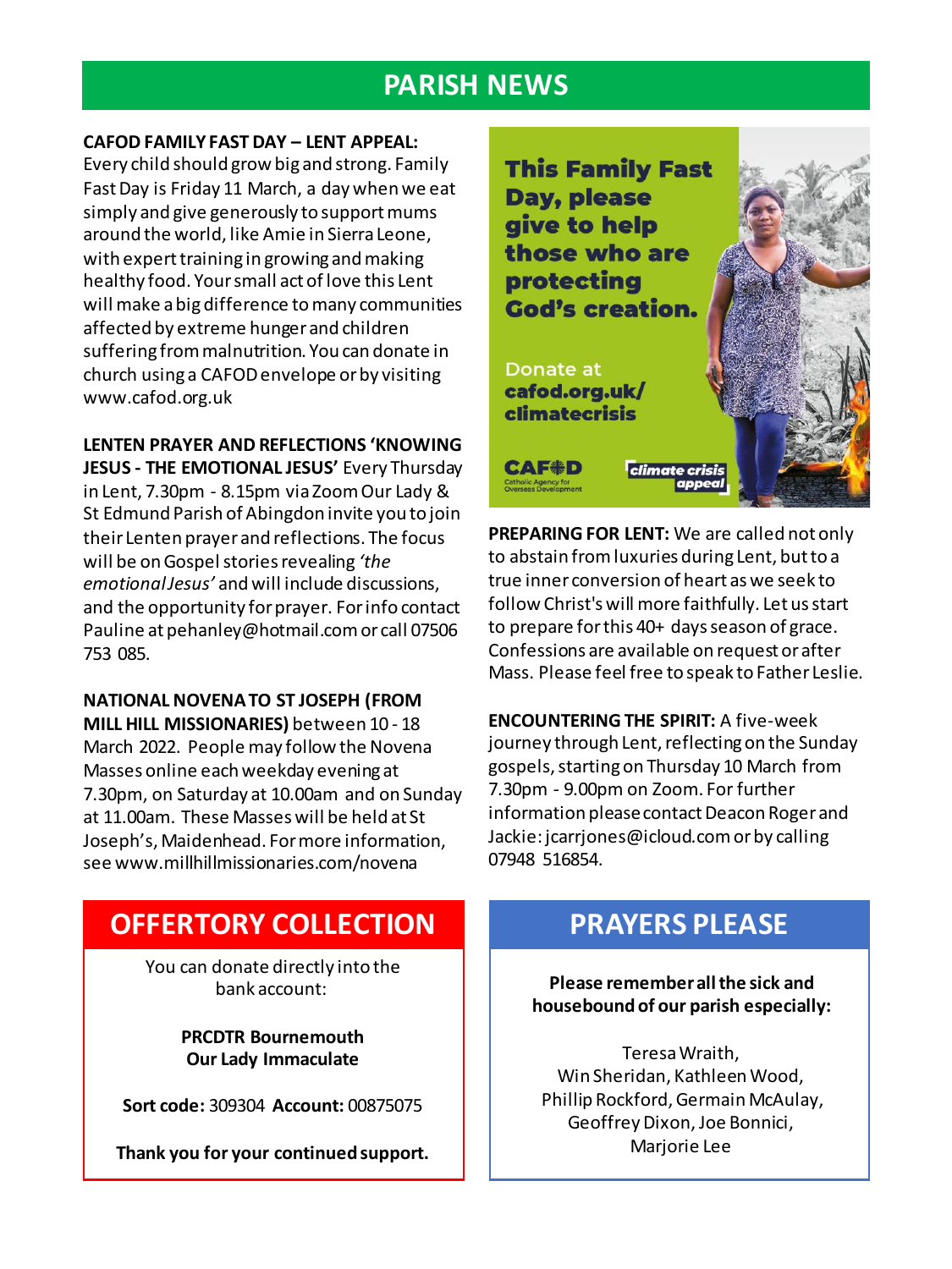# PARISH NEWS

**CAFOD FAMILY FAST DAY – LENT APPEAL:** Every child should grow big and strong. Family Fast Day is Friday 11 March, a day when we eat simply and give generously to support mums around the world, like Amie in Sierra Leone, with expert training in growing and making healthy food. Your small act of love this Lent will make a big difference to many communities affected by extreme hunger and children suffering from malnutrition. You can donate in church using a CAFOD envelope or by visiting www.cafod.org.uk

**LENTEN PRAYER AND REFLECTIONS 'KNOWING JESUS - THE EMOTIONAL JESUS'** Every Thursday in Lent, 7.30pm - 8.15pm via Zoom Our Lady & St Edmund Parish of Abingdon invite you to join their Lenten prayer and reflections. The focus will be on Gospel stories revealing *'the emotional Jesus'* and will include discussions, and the opportunity for prayer. For info contact Pauline at pehanley@hotmail.com or call 07506 753 085.

**NATIONAL NOVENA TO ST JOSEPH (FROM MILL HILL MISSIONARIES)** between 10 - 18 March 2022. People may follow the Novena Masses online each weekday evening at 7.30pm, on Saturday at 10.00am and on Sunday at 11.00am. These Masses will be held at St Joseph's, Maidenhead. For more information, see www.millhillmissionaries.com/novena

**This Family Fast Day, please give to help those who are protecting God's creation.**

Donate at **cafod.org.uk/climatecrisis**

CAFOD Catholic Agency for Overseas Development — *climate crisis appeal*

**PREPARING FOR LENT:** We are called not only to abstain from luxuries during Lent, but to a true inner conversion of heart as we seek to follow Christ's will more faithfully. Let us start to prepare for this 40+ days season of grace. Confessions are available on request or after Mass. Please feel free to speak to Father Leslie.

**ENCOUNTERING THE SPIRIT:** A five-week journey through Lent, reflecting on the Sunday gospels, starting on Thursday 10 March from 7.30pm - 9.00pm on Zoom. For further information please contact Deacon Roger and Jackie: jcarrjones@icloud.com or by calling 07948 516854.

## OFFERTORY COLLECTION

You can donate directly into the bank account:

**PRCDTR Bournemouth**
**Our Lady Immaculate**

**Sort code:** 309304 **Account:** 00875075

**Thank you for your continued support.**

## PRAYERS PLEASE

**Please remember all the sick and housebound of our parish especially:**

Teresa Wraith,
Win Sheridan, Kathleen Wood,
Phillip Rockford, Germain McAulay,
Geoffrey Dixon, Joe Bonnici,
Marjorie Lee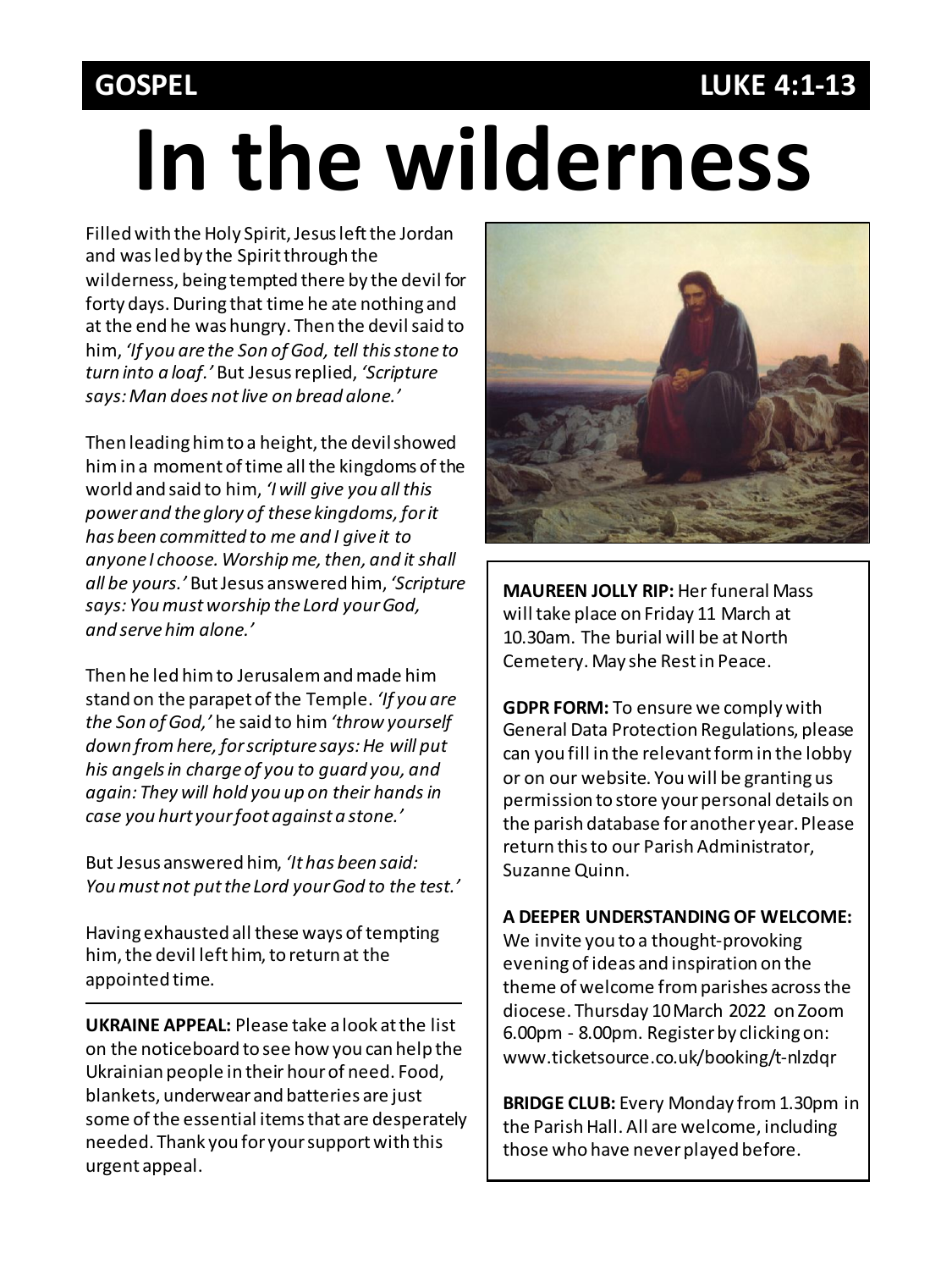**GOSPEL** **LUKE 4:1-13**

# In the wilderness

Filled with the Holy Spirit, Jesus left the Jordan and was led by the Spirit through the wilderness, being tempted there by the devil for forty days. During that time he ate nothing and at the end he was hungry. Then the devil said to him, *'If you are the Son of God, tell this stone to turn into a loaf.'* But Jesus replied, *'Scripture says: Man does not live on bread alone.'*

Then leading him to a height, the devil showed him in a moment of time all the kingdoms of the world and said to him, *'I will give you all this power and the glory of these kingdoms, for it has been committed to me and I give it to anyone I choose. Worship me, then, and it shall all be yours.'* But Jesus answered him, *'Scripture says: You must worship the Lord your God, and serve him alone.'*

Then he led him to Jerusalem and made him stand on the parapet of the Temple. *'If you are the Son of God,'* he said to him *'throw yourself down from here, for scripture says: He will put his angels in charge of you to guard you, and again: They will hold you up on their hands in case you hurt your foot against a stone.'*

But Jesus answered him, *'It has been said: You must not put the Lord your God to the test.'*

Having exhausted all these ways of tempting him, the devil left him, to return at the appointed time.

---

**UKRAINE APPEAL:** Please take a look at the list on the noticeboard to see how you can help the Ukrainian people in their hour of need. Food, blankets, underwear and batteries are just some of the essential items that are desperately needed. Thank you for your support with this urgent appeal.

**MAUREEN JOLLY RIP:** Her funeral Mass will take place on Friday 11 March at 10.30am. The burial will be at North Cemetery. May she Rest in Peace.

**GDPR FORM:** To ensure we comply with General Data Protection Regulations, please can you fill in the relevant form in the lobby or on our website. You will be granting us permission to store your personal details on the parish database for another year. Please return this to our Parish Administrator, Suzanne Quinn.

**A DEEPER UNDERSTANDING OF WELCOME:** We invite you to a thought-provoking evening of ideas and inspiration on the theme of welcome from parishes across the diocese. Thursday 10 March 2022 on Zoom 6.00pm - 8.00pm. Register by clicking on: www.ticketsource.co.uk/booking/t-nlzdqr

**BRIDGE CLUB:** Every Monday from 1.30pm in the Parish Hall. All are welcome, including those who have never played before.